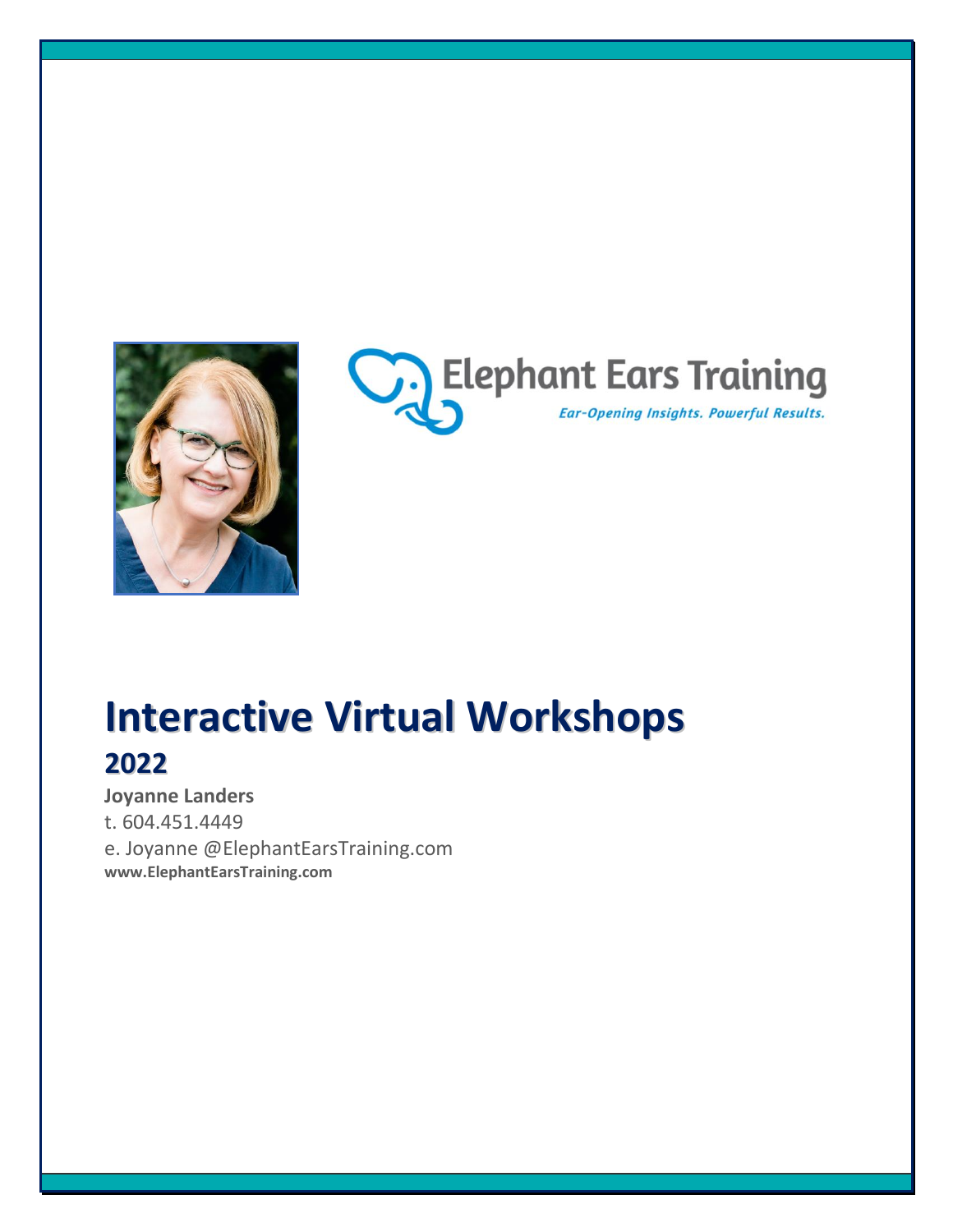Elephant Ears Training

*Ear-Opening Insights. Powerful Results.*

# Interactive Virtual Workshops

## 2022

**Joyanne Landers**

t. 604.451.4449

e. Joyanne @ElephantEarsTraining.com

**www.ElephantEarsTraining.com**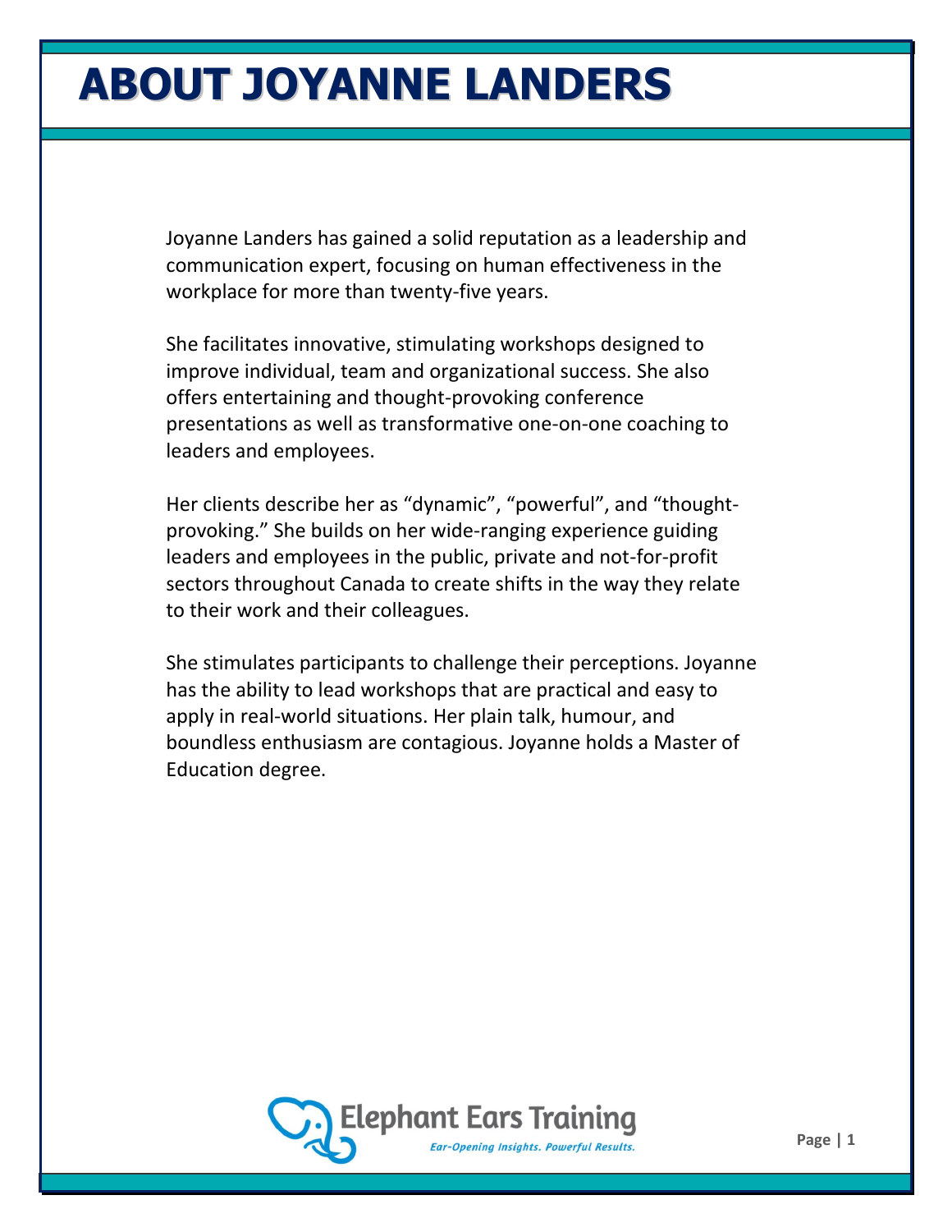# ABOUT JOYANNE LANDERS

Joyanne Landers has gained a solid reputation as a leadership and communication expert, focusing on human effectiveness in the workplace for more than twenty-five years.

She facilitates innovative, stimulating workshops designed to improve individual, team and organizational success. She also offers entertaining and thought-provoking conference presentations as well as transformative one-on-one coaching to leaders and employees.

Her clients describe her as “dynamic”, “powerful”, and “thought-provoking.” She builds on her wide-ranging experience guiding leaders and employees in the public, private and not-for-profit sectors throughout Canada to create shifts in the way they relate to their work and their colleagues.

She stimulates participants to challenge their perceptions. Joyanne has the ability to lead workshops that are practical and easy to apply in real-world situations. Her plain talk, humour, and boundless enthusiasm are contagious. Joyanne holds a Master of Education degree.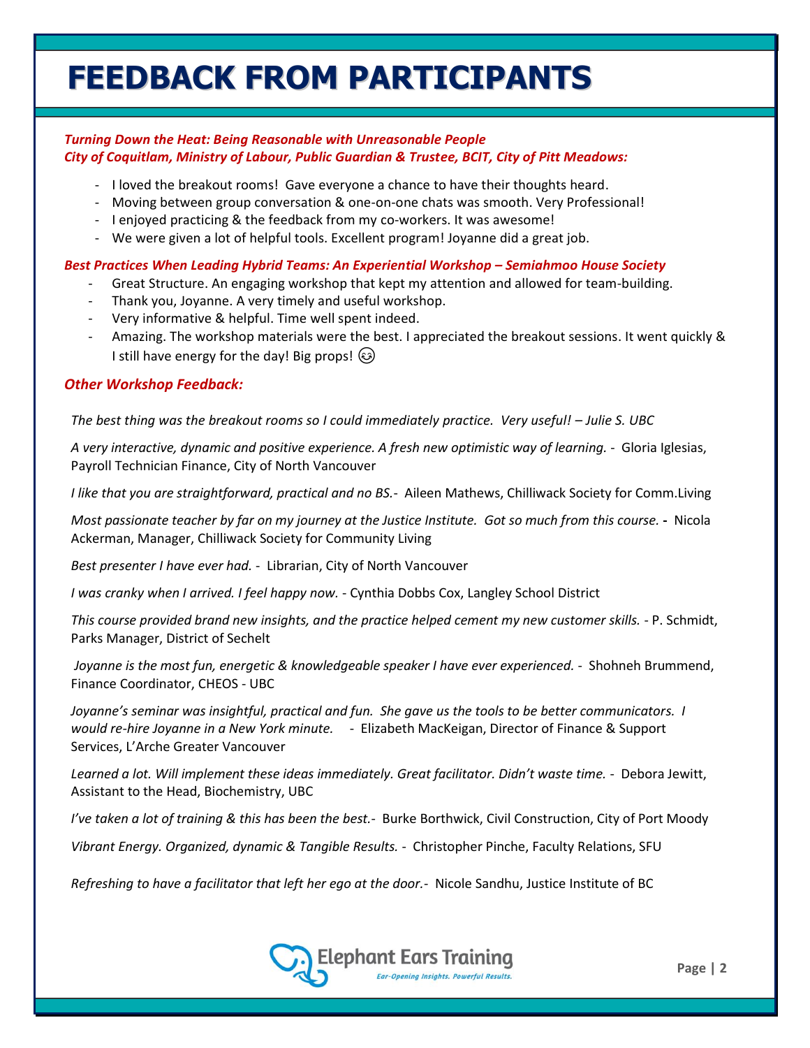# FEEDBACK FROM PARTICIPANTS

***Turning Down the Heat: Being Reasonable with Unreasonable People***
***City of Coquitlam, Ministry of Labour, Public Guardian & Trustee, BCIT, City of Pitt Meadows:***

- I loved the breakout rooms! Gave everyone a chance to have their thoughts heard.
- Moving between group conversation & one-on-one chats was smooth. Very Professional!
- I enjoyed practicing & the feedback from my co-workers. It was awesome!
- We were given a lot of helpful tools. Excellent program! Joyanne did a great job.

***Best Practices When Leading Hybrid Teams: An Experiential Workshop – Semiahmoo House Society***

- Great Structure. An engaging workshop that kept my attention and allowed for team-building.
- Thank you, Joyanne. A very timely and useful workshop.
- Very informative & helpful. Time well spent indeed.
- Amazing. The workshop materials were the best. I appreciated the breakout sessions. It went quickly & I still have energy for the day! Big props! 😊

***Other Workshop Feedback:***

*The best thing was the breakout rooms so I could immediately practice. Very useful! – Julie S. UBC*

*A very interactive, dynamic and positive experience. A fresh new optimistic way of learning.* - Gloria Iglesias, Payroll Technician Finance, City of North Vancouver

*I like that you are straightforward, practical and no BS.*- Aileen Mathews, Chilliwack Society for Comm.Living

*Most passionate teacher by far on my journey at the Justice Institute. Got so much from this course.* - Nicola Ackerman, Manager, Chilliwack Society for Community Living

*Best presenter I have ever had.* - Librarian, City of North Vancouver

*I was cranky when I arrived. I feel happy now.* - Cynthia Dobbs Cox, Langley School District

*This course provided brand new insights, and the practice helped cement my new customer skills.* - P. Schmidt, Parks Manager, District of Sechelt

*Joyanne is the most fun, energetic & knowledgeable speaker I have ever experienced.* - Shohneh Brummend, Finance Coordinator, CHEOS - UBC

*Joyanne's seminar was insightful, practical and fun. She gave us the tools to be better communicators. I would re-hire Joyanne in a New York minute.* - Elizabeth MacKeigan, Director of Finance & Support Services, L'Arche Greater Vancouver

*Learned a lot. Will implement these ideas immediately. Great facilitator. Didn't waste time.* - Debora Jewitt, Assistant to the Head, Biochemistry, UBC

*I've taken a lot of training & this has been the best.*- Burke Borthwick, Civil Construction, City of Port Moody

*Vibrant Energy. Organized, dynamic & Tangible Results.* - Christopher Pinche, Faculty Relations, SFU

*Refreshing to have a facilitator that left her ego at the door.*- Nicole Sandhu, Justice Institute of BC

Elephant Ears Training
*Ear-Opening Insights. Powerful Results.*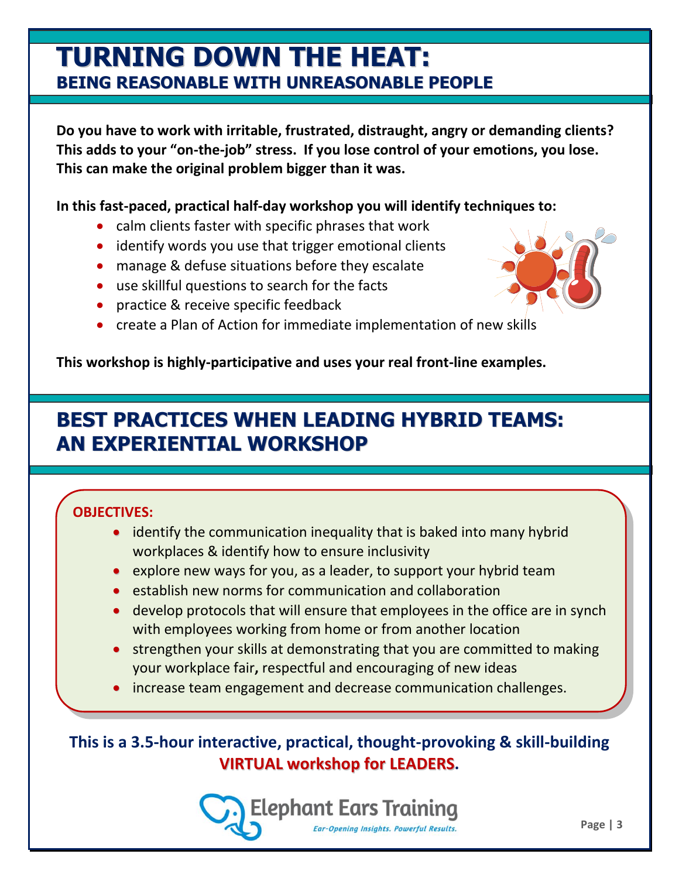# TURNING DOWN THE HEAT:
## BEING REASONABLE WITH UNREASONABLE PEOPLE

**Do you have to work with irritable, frustrated, distraught, angry or demanding clients? This adds to your "on-the-job" stress. If you lose control of your emotions, you lose. This can make the original problem bigger than it was.**

**In this fast-paced, practical half-day workshop you will identify techniques to:**

- calm clients faster with specific phrases that work
- identify words you use that trigger emotional clients
- manage & defuse situations before they escalate
- use skillful questions to search for the facts
- practice & receive specific feedback
- create a Plan of Action for immediate implementation of new skills

**This workshop is highly-participative and uses your real front-line examples.**

# BEST PRACTICES WHEN LEADING HYBRID TEAMS: AN EXPERIENTIAL WORKSHOP

**OBJECTIVES:**

- identify the communication inequality that is baked into many hybrid workplaces & identify how to ensure inclusivity
- explore new ways for you, as a leader, to support your hybrid team
- establish new norms for communication and collaboration
- develop protocols that will ensure that employees in the office are in synch with employees working from home or from another location
- strengthen your skills at demonstrating that you are committed to making your workplace fair**,** respectful and encouraging of new ideas
- increase team engagement and decrease communication challenges.

**This is a 3.5-hour interactive, practical, thought-provoking & skill-building VIRTUAL workshop for LEADERS.**

Elephant Ears Training
*Ear-Opening Insights. Powerful Results.*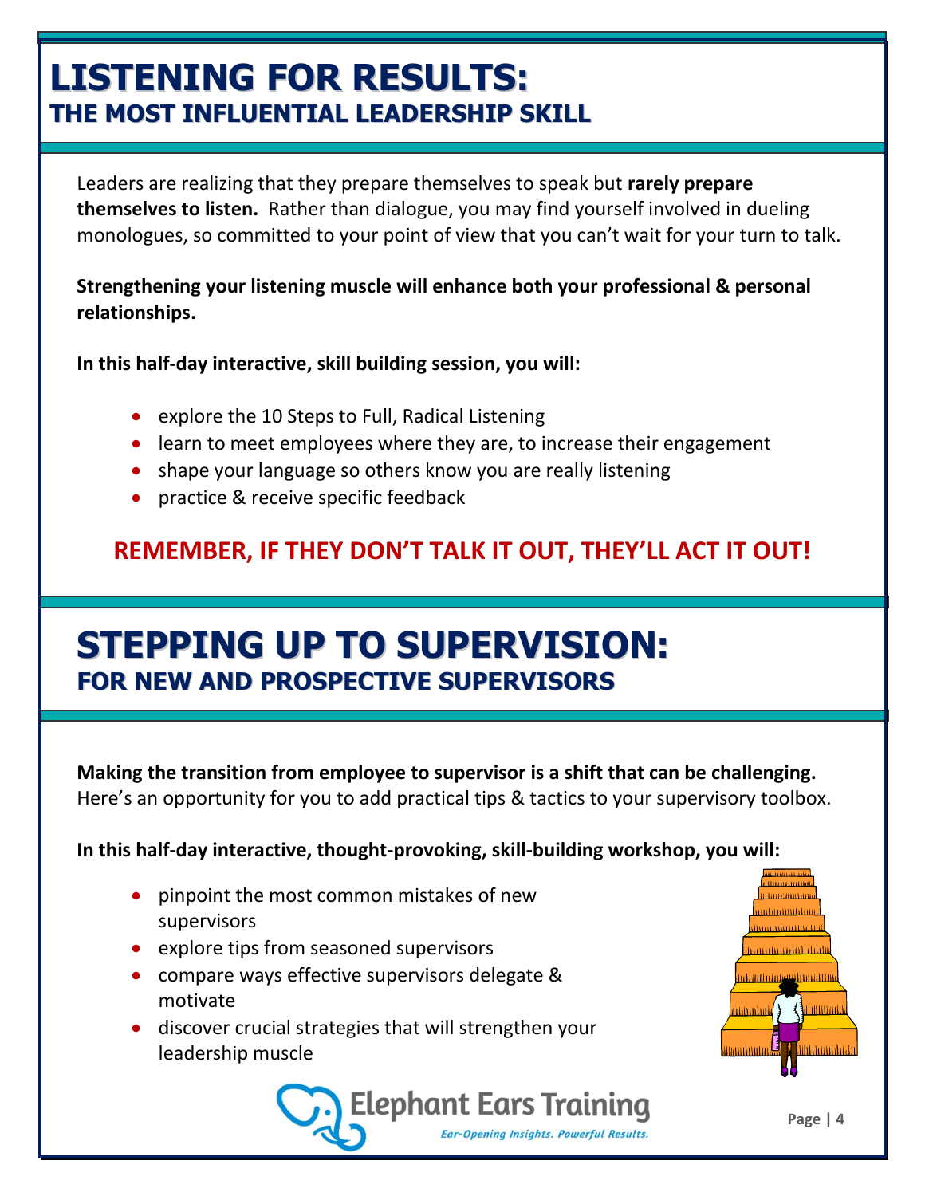# LISTENING FOR RESULTS:
## THE MOST INFLUENTIAL LEADERSHIP SKILL

Leaders are realizing that they prepare themselves to speak but **rarely prepare themselves to listen.** Rather than dialogue, you may find yourself involved in dueling monologues, so committed to your point of view that you can't wait for your turn to talk.

**Strengthening your listening muscle will enhance both your professional & personal relationships.**

**In this half-day interactive, skill building session, you will:**

- explore the 10 Steps to Full, Radical Listening
- learn to meet employees where they are, to increase their engagement
- shape your language so others know you are really listening
- practice & receive specific feedback

**REMEMBER, IF THEY DON'T TALK IT OUT, THEY'LL ACT IT OUT!**

# STEPPING UP TO SUPERVISION:
## FOR NEW AND PROSPECTIVE SUPERVISORS

**Making the transition from employee to supervisor is a shift that can be challenging.** Here's an opportunity for you to add practical tips & tactics to your supervisory toolbox.

**In this half-day interactive, thought-provoking, skill-building workshop, you will:**

- pinpoint the most common mistakes of new supervisors
- explore tips from seasoned supervisors
- compare ways effective supervisors delegate & motivate
- discover crucial strategies that will strengthen your leadership muscle

Elephant Ears Training
*Ear-Opening Insights. Powerful Results.*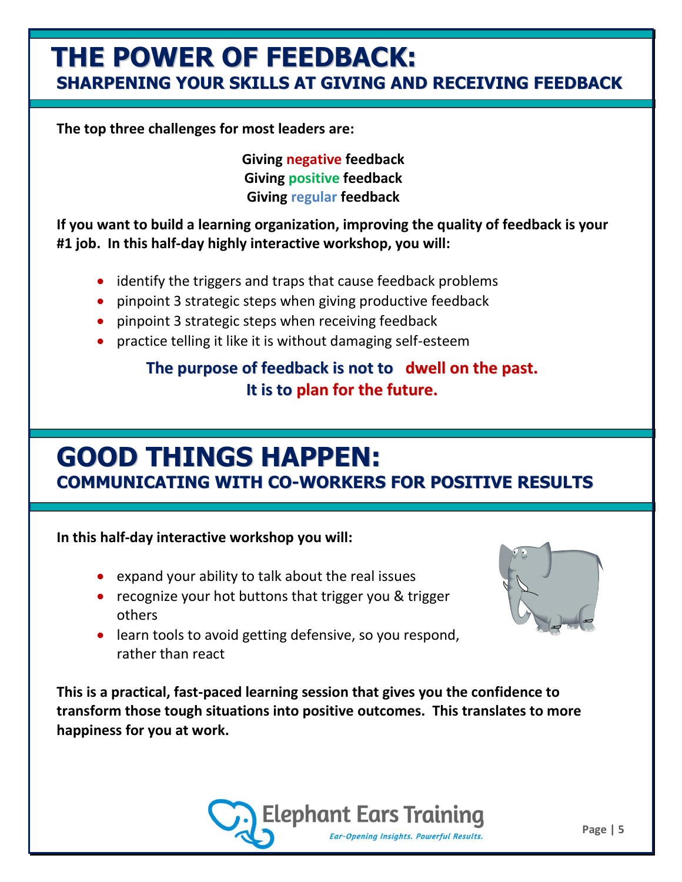# THE POWER OF FEEDBACK:
## SHARPENING YOUR SKILLS AT GIVING AND RECEIVING FEEDBACK

**The top three challenges for most leaders are:**

**Giving negative feedback**
**Giving positive feedback**
**Giving regular feedback**

**If you want to build a learning organization, improving the quality of feedback is your #1 job. In this half-day highly interactive workshop, you will:**

- identify the triggers and traps that cause feedback problems
- pinpoint 3 strategic steps when giving productive feedback
- pinpoint 3 strategic steps when receiving feedback
- practice telling it like it is without damaging self-esteem

**The purpose of feedback is not to dwell on the past.**
**It is to plan for the future.**

# GOOD THINGS HAPPEN:
## COMMUNICATING WITH CO-WORKERS FOR POSITIVE RESULTS

**In this half-day interactive workshop you will:**

- expand your ability to talk about the real issues
- recognize your hot buttons that trigger you & trigger others
- learn tools to avoid getting defensive, so you respond, rather than react

**This is a practical, fast-paced learning session that gives you the confidence to transform those tough situations into positive outcomes. This translates to more happiness for you at work.**

Elephant Ears Training
*Ear-Opening Insights. Powerful Results.*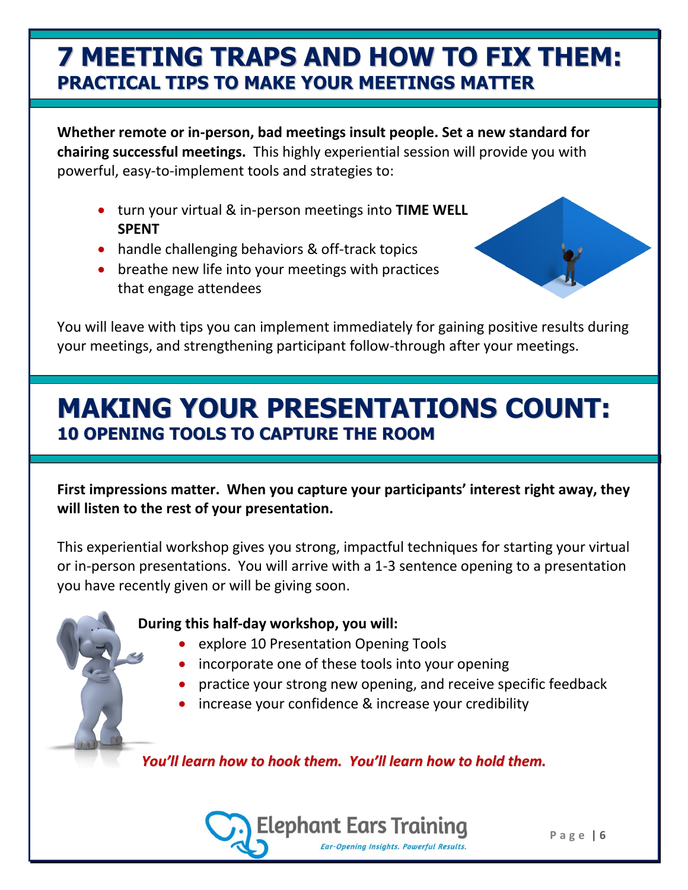# 7 MEETING TRAPS AND HOW TO FIX THEM:
## PRACTICAL TIPS TO MAKE YOUR MEETINGS MATTER

**Whether remote or in-person, bad meetings insult people. Set a new standard for chairing successful meetings.** This highly experiential session will provide you with powerful, easy-to-implement tools and strategies to:

- turn your virtual & in-person meetings into **TIME WELL SPENT**
- handle challenging behaviors & off-track topics
- breathe new life into your meetings with practices that engage attendees

You will leave with tips you can implement immediately for gaining positive results during your meetings, and strengthening participant follow-through after your meetings.

# MAKING YOUR PRESENTATIONS COUNT:
## 10 OPENING TOOLS TO CAPTURE THE ROOM

**First impressions matter. When you capture your participants' interest right away, they will listen to the rest of your presentation.**

This experiential workshop gives you strong, impactful techniques for starting your virtual or in-person presentations. You will arrive with a 1-3 sentence opening to a presentation you have recently given or will be giving soon.

**During this half-day workshop, you will:**

- explore 10 Presentation Opening Tools
- incorporate one of these tools into your opening
- practice your strong new opening, and receive specific feedback
- increase your confidence & increase your credibility

***You'll learn how to hook them. You'll learn how to hold them.***

Elephant Ears Training
*Ear-Opening Insights. Powerful Results.*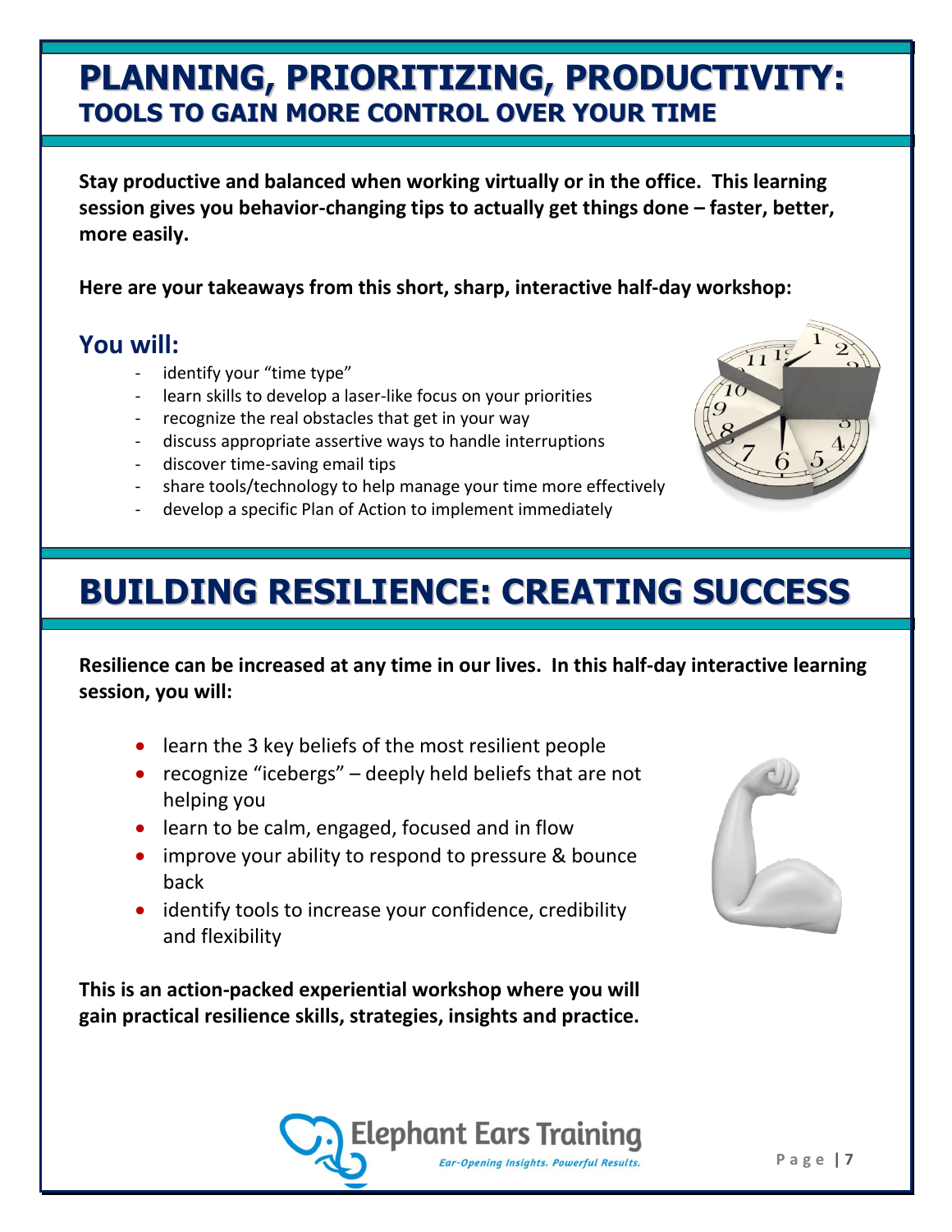# PLANNING, PRIORITIZING, PRODUCTIVITY:
## TOOLS TO GAIN MORE CONTROL OVER YOUR TIME

**Stay productive and balanced when working virtually or in the office. This learning session gives you behavior-changing tips to actually get things done – faster, better, more easily.**

**Here are your takeaways from this short, sharp, interactive half-day workshop:**

### You will:

- identify your "time type"
- learn skills to develop a laser-like focus on your priorities
- recognize the real obstacles that get in your way
- discuss appropriate assertive ways to handle interruptions
- discover time-saving email tips
- share tools/technology to help manage your time more effectively
- develop a specific Plan of Action to implement immediately

# BUILDING RESILIENCE: CREATING SUCCESS

**Resilience can be increased at any time in our lives. In this half-day interactive learning session, you will:**

- learn the 3 key beliefs of the most resilient people
- recognize "icebergs" – deeply held beliefs that are not helping you
- learn to be calm, engaged, focused and in flow
- improve your ability to respond to pressure & bounce back
- identify tools to increase your confidence, credibility and flexibility

**This is an action-packed experiential workshop where you will gain practical resilience skills, strategies, insights and practice.**

Elephant Ears Training
*Ear-Opening Insights. Powerful Results.*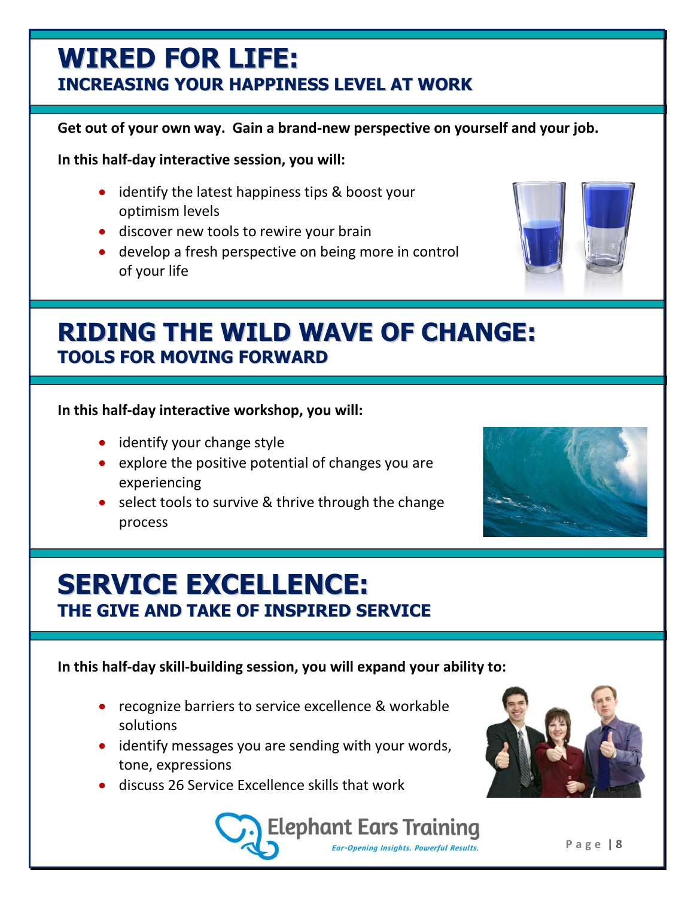# WIRED FOR LIFE:
## INCREASING YOUR HAPPINESS LEVEL AT WORK

**Get out of your own way. Gain a brand-new perspective on yourself and your job.**

**In this half-day interactive session, you will:**

- identify the latest happiness tips & boost your optimism levels
- discover new tools to rewire your brain
- develop a fresh perspective on being more in control of your life

# RIDING THE WILD WAVE OF CHANGE:
## TOOLS FOR MOVING FORWARD

**In this half-day interactive workshop, you will:**

- identify your change style
- explore the positive potential of changes you are experiencing
- select tools to survive & thrive through the change process

# SERVICE EXCELLENCE:
## THE GIVE AND TAKE OF INSPIRED SERVICE

**In this half-day skill-building session, you will expand your ability to:**

- recognize barriers to service excellence & workable solutions
- identify messages you are sending with your words, tone, expressions
- discuss 26 Service Excellence skills that work

Elephant Ears Training

*Ear-Opening Insights. Powerful Results.*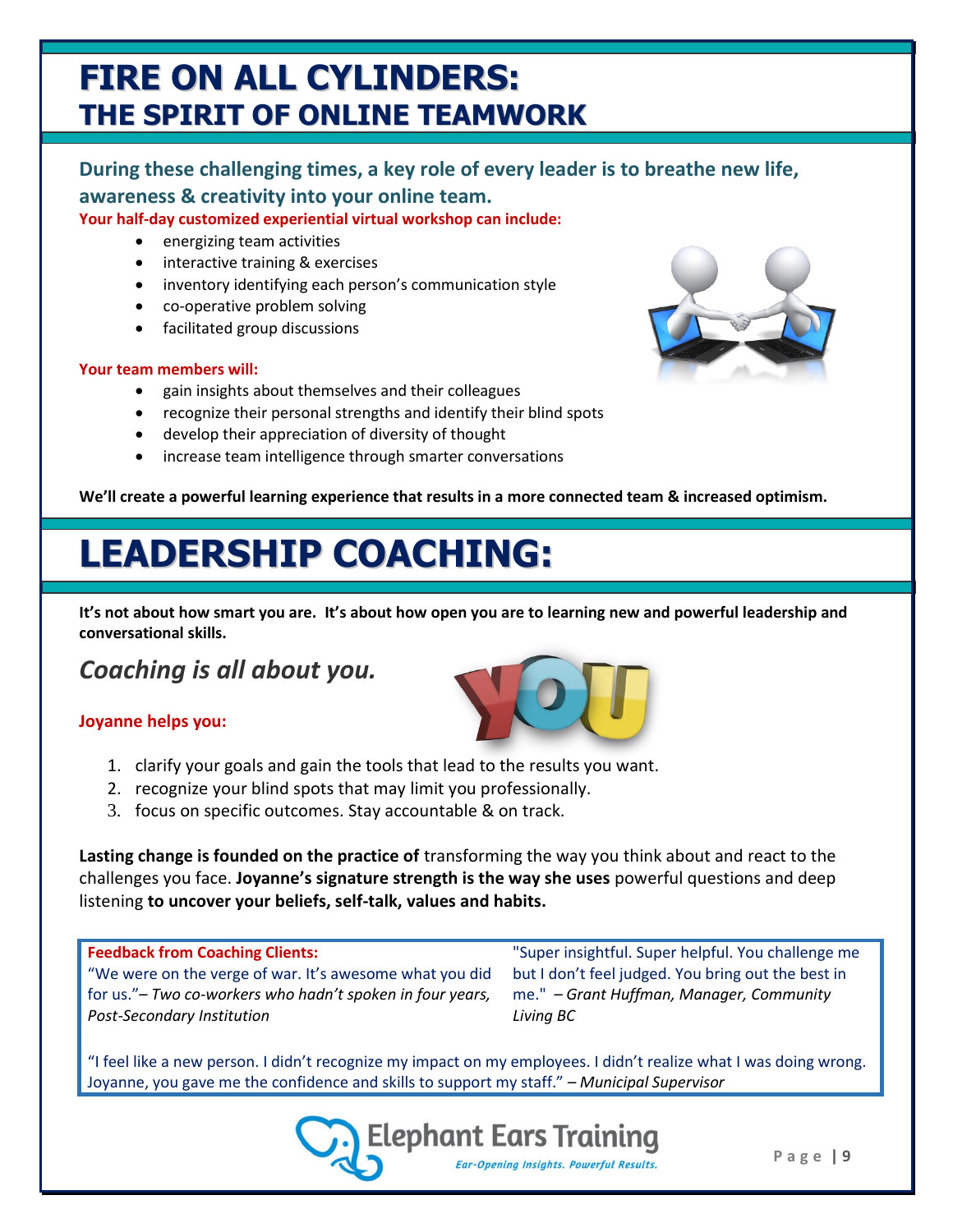# FIRE ON ALL CYLINDERS:
## THE SPIRIT OF ONLINE TEAMWORK

**During these challenging times, a key role of every leader is to breathe new life, awareness & creativity into your online team.**

**Your half-day customized experiential virtual workshop can include:**

- energizing team activities
- interactive training & exercises
- inventory identifying each person's communication style
- co-operative problem solving
- facilitated group discussions

**Your team members will:**

- gain insights about themselves and their colleagues
- recognize their personal strengths and identify their blind spots
- develop their appreciation of diversity of thought
- increase team intelligence through smarter conversations

**We'll create a powerful learning experience that results in a more connected team & increased optimism.**

# LEADERSHIP COACHING:

**It's not about how smart you are. It's about how open you are to learning new and powerful leadership and conversational skills.**

*Coaching is all about you.*

**Joyanne helps you:**

1. clarify your goals and gain the tools that lead to the results you want.
2. recognize your blind spots that may limit you professionally.
3. focus on specific outcomes. Stay accountable & on track.

**Lasting change is founded on the practice of** transforming the way you think about and react to the challenges you face. **Joyanne's signature strength is the way she uses** powerful questions and deep listening **to uncover your beliefs, self-talk, values and habits.**

**Feedback from Coaching Clients:**

"We were on the verge of war. It's awesome what you did for us."– *Two co-workers who hadn't spoken in four years, Post-Secondary Institution*

"Super insightful. Super helpful. You challenge me but I don't feel judged. You bring out the best in me." – *Grant Huffman, Manager, Community Living BC*

"I feel like a new person. I didn't recognize my impact on my employees. I didn't realize what I was doing wrong. Joyanne, you gave me the confidence and skills to support my staff." – *Municipal Supervisor*

Elephant Ears Training

*Ear-Opening Insights. Powerful Results.*